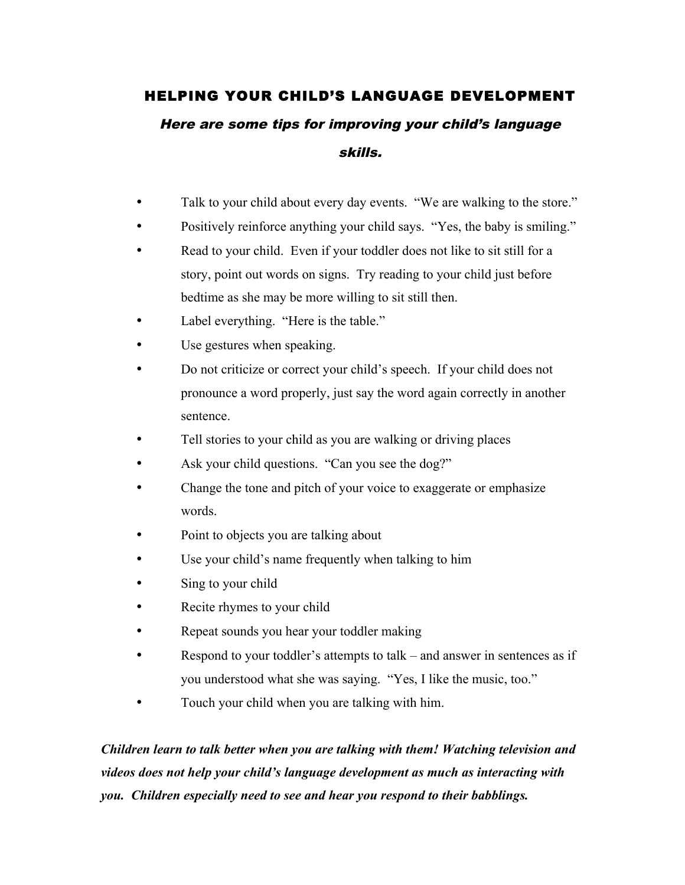# HELPING YOUR CHILD'S LANGUAGE DEVELOPMENT

***Here are some tips for improving your child's language skills.***

- Talk to your child about every day events. "We are walking to the store."
- Positively reinforce anything your child says. "Yes, the baby is smiling."
- Read to your child. Even if your toddler does not like to sit still for a story, point out words on signs. Try reading to your child just before bedtime as she may be more willing to sit still then.
- Label everything. "Here is the table."
- Use gestures when speaking.
- Do not criticize or correct your child's speech. If your child does not pronounce a word properly, just say the word again correctly in another sentence.
- Tell stories to your child as you are walking or driving places
- Ask your child questions. "Can you see the dog?"
- Change the tone and pitch of your voice to exaggerate or emphasize words.
- Point to objects you are talking about
- Use your child's name frequently when talking to him
- Sing to your child
- Recite rhymes to your child
- Repeat sounds you hear your toddler making
- Respond to your toddler's attempts to talk – and answer in sentences as if you understood what she was saying. "Yes, I like the music, too."
- Touch your child when you are talking with him.

***Children learn to talk better when you are talking with them! Watching television and videos does not help your child's language development as much as interacting with you. Children especially need to see and hear you respond to their babblings.***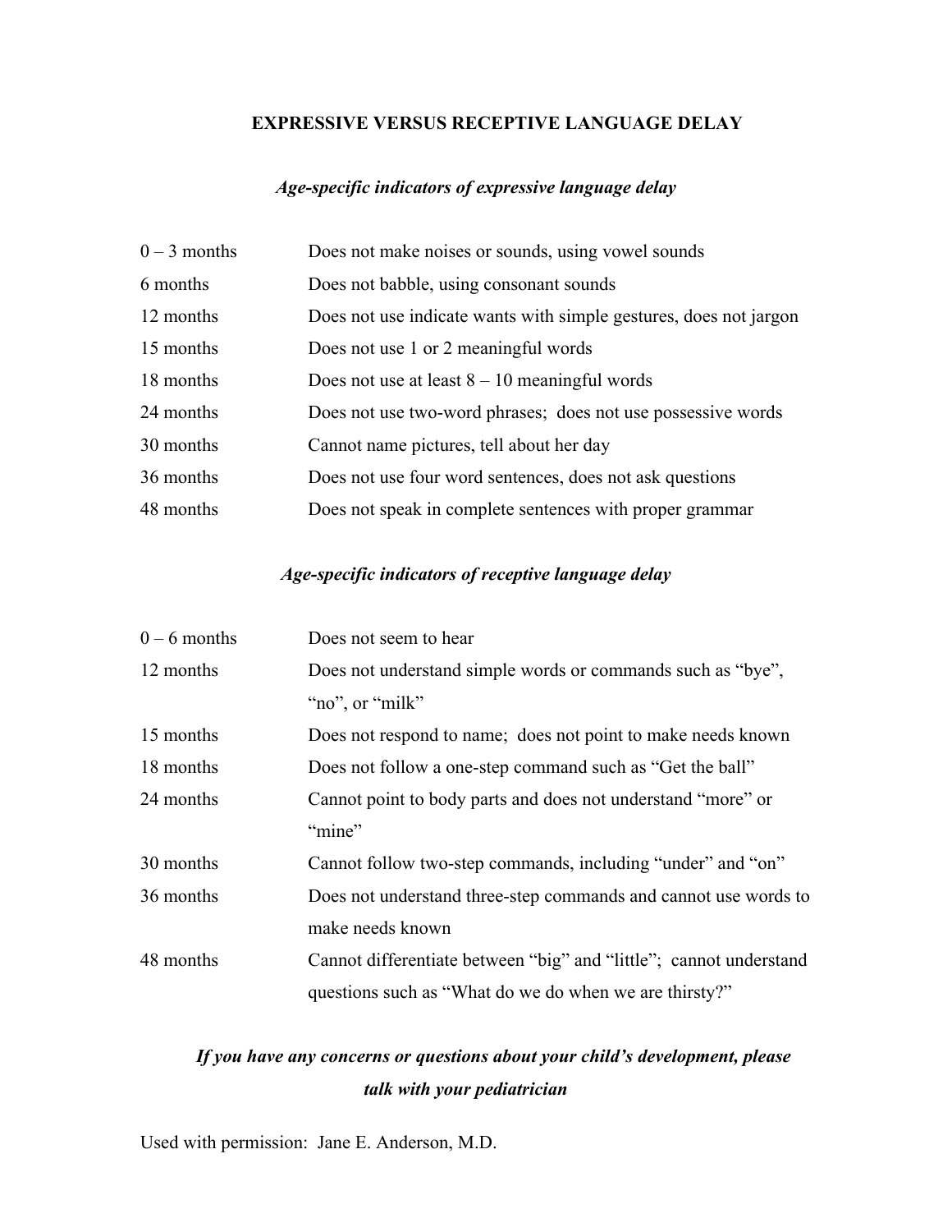## EXPRESSIVE VERSUS RECEPTIVE LANGUAGE DELAY

### *Age-specific indicators of expressive language delay*

| Age | Indicator |
|---|---|
| 0 – 3 months | Does not make noises or sounds, using vowel sounds |
| 6 months | Does not babble, using consonant sounds |
| 12 months | Does not use indicate wants with simple gestures, does not jargon |
| 15 months | Does not use 1 or 2 meaningful words |
| 18 months | Does not use at least 8 – 10 meaningful words |
| 24 months | Does not use two-word phrases; does not use possessive words |
| 30 months | Cannot name pictures, tell about her day |
| 36 months | Does not use four word sentences, does not ask questions |
| 48 months | Does not speak in complete sentences with proper grammar |

### *Age-specific indicators of receptive language delay*

| Age | Indicator |
|---|---|
| 0 – 6 months | Does not seem to hear |
| 12 months | Does not understand simple words or commands such as "bye", "no", or "milk" |
| 15 months | Does not respond to name; does not point to make needs known |
| 18 months | Does not follow a one-step command such as "Get the ball" |
| 24 months | Cannot point to body parts and does not understand "more" or "mine" |
| 30 months | Cannot follow two-step commands, including "under" and "on" |
| 36 months | Does not understand three-step commands and cannot use words to make needs known |
| 48 months | Cannot differentiate between "big" and "little"; cannot understand questions such as "What do we do when we are thirsty?" |

***If you have any concerns or questions about your child's development, please talk with your pediatrician***

Used with permission: Jane E. Anderson, M.D.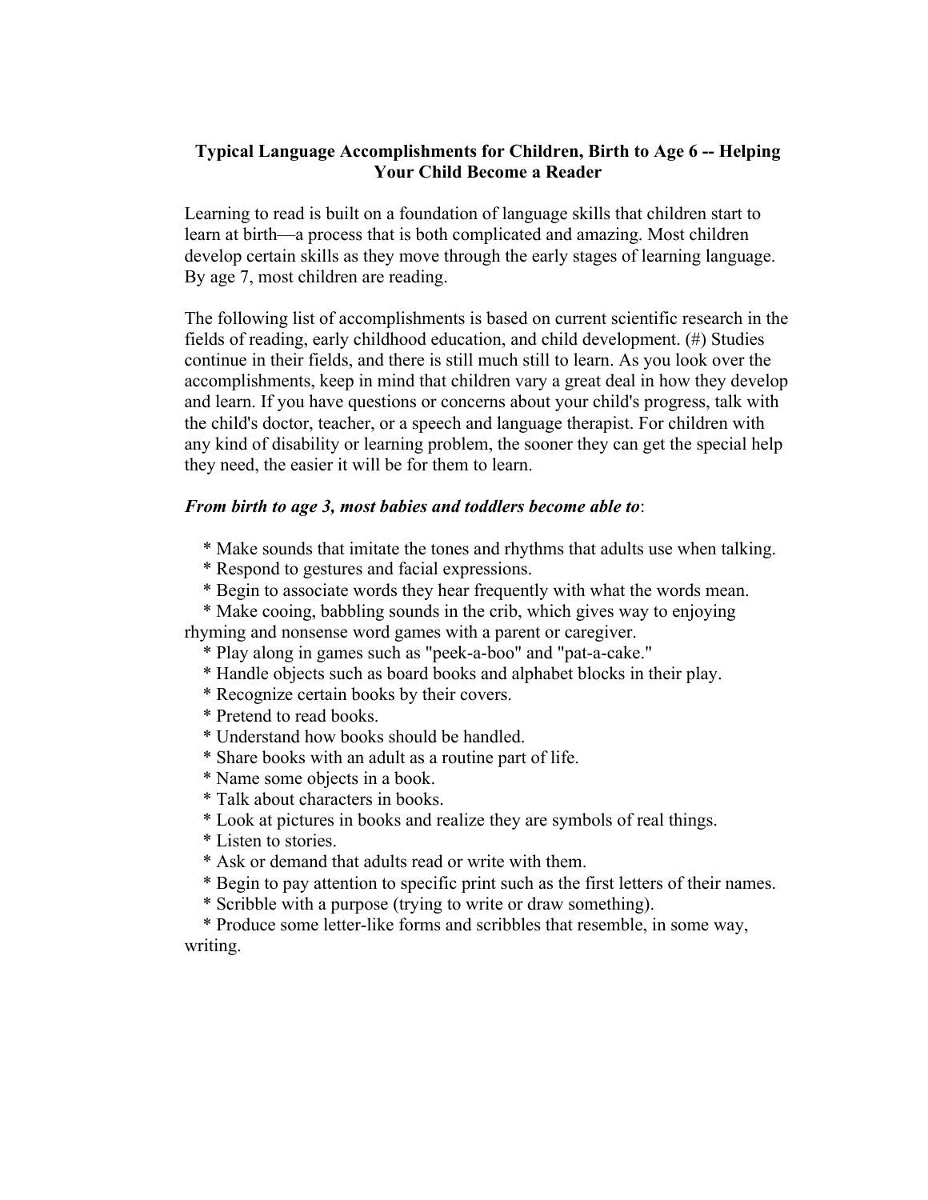**Typical Language Accomplishments for Children, Birth to Age 6 -- Helping Your Child Become a Reader**

Learning to read is built on a foundation of language skills that children start to learn at birth—a process that is both complicated and amazing. Most children develop certain skills as they move through the early stages of learning language. By age 7, most children are reading.

The following list of accomplishments is based on current scientific research in the fields of reading, early childhood education, and child development. (#) Studies continue in their fields, and there is still much still to learn. As you look over the accomplishments, keep in mind that children vary a great deal in how they develop and learn. If you have questions or concerns about your child's progress, talk with the child's doctor, teacher, or a speech and language therapist. For children with any kind of disability or learning problem, the sooner they can get the special help they need, the easier it will be for them to learn.

***From birth to age 3, most babies and toddlers become able to***:

* Make sounds that imitate the tones and rhythms that adults use when talking.
* Respond to gestures and facial expressions.
* Begin to associate words they hear frequently with what the words mean.
* Make cooing, babbling sounds in the crib, which gives way to enjoying rhyming and nonsense word games with a parent or caregiver.
* Play along in games such as "peek-a-boo" and "pat-a-cake."
* Handle objects such as board books and alphabet blocks in their play.
* Recognize certain books by their covers.
* Pretend to read books.
* Understand how books should be handled.
* Share books with an adult as a routine part of life.
* Name some objects in a book.
* Talk about characters in books.
* Look at pictures in books and realize they are symbols of real things.
* Listen to stories.
* Ask or demand that adults read or write with them.
* Begin to pay attention to specific print such as the first letters of their names.
* Scribble with a purpose (trying to write or draw something).
* Produce some letter-like forms and scribbles that resemble, in some way, writing.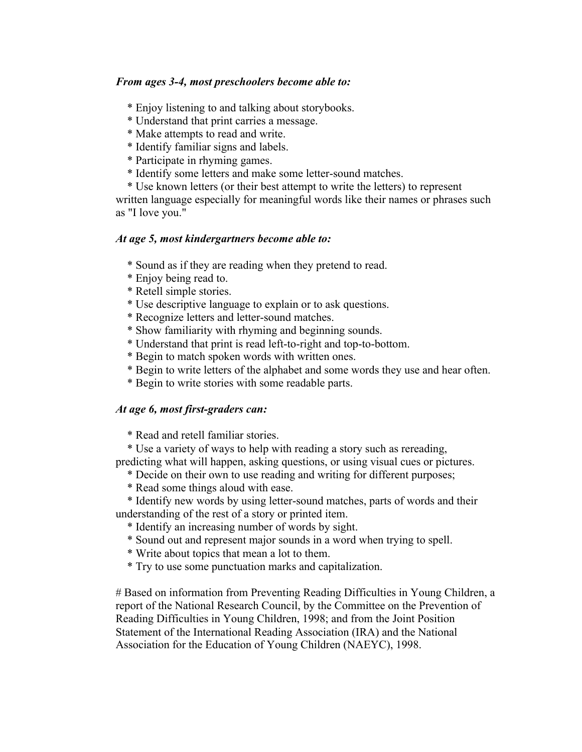***From ages 3-4, most preschoolers become able to:***

* Enjoy listening to and talking about storybooks.
* Understand that print carries a message.
* Make attempts to read and write.
* Identify familiar signs and labels.
* Participate in rhyming games.
* Identify some letters and make some letter-sound matches.
* Use known letters (or their best attempt to write the letters) to represent written language especially for meaningful words like their names or phrases such as "I love you."

***At age 5, most kindergartners become able to:***

* Sound as if they are reading when they pretend to read.
* Enjoy being read to.
* Retell simple stories.
* Use descriptive language to explain or to ask questions.
* Recognize letters and letter-sound matches.
* Show familiarity with rhyming and beginning sounds.
* Understand that print is read left-to-right and top-to-bottom.
* Begin to match spoken words with written ones.
* Begin to write letters of the alphabet and some words they use and hear often.
* Begin to write stories with some readable parts.

***At age 6, most first-graders can:***

* Read and retell familiar stories.
* Use a variety of ways to help with reading a story such as rereading, predicting what will happen, asking questions, or using visual cues or pictures.
* Decide on their own to use reading and writing for different purposes;
* Read some things aloud with ease.
* Identify new words by using letter-sound matches, parts of words and their understanding of the rest of a story or printed item.
* Identify an increasing number of words by sight.
* Sound out and represent major sounds in a word when trying to spell.
* Write about topics that mean a lot to them.
* Try to use some punctuation marks and capitalization.

# Based on information from Preventing Reading Difficulties in Young Children, a report of the National Research Council, by the Committee on the Prevention of Reading Difficulties in Young Children, 1998; and from the Joint Position Statement of the International Reading Association (IRA) and the National Association for the Education of Young Children (NAEYC), 1998.